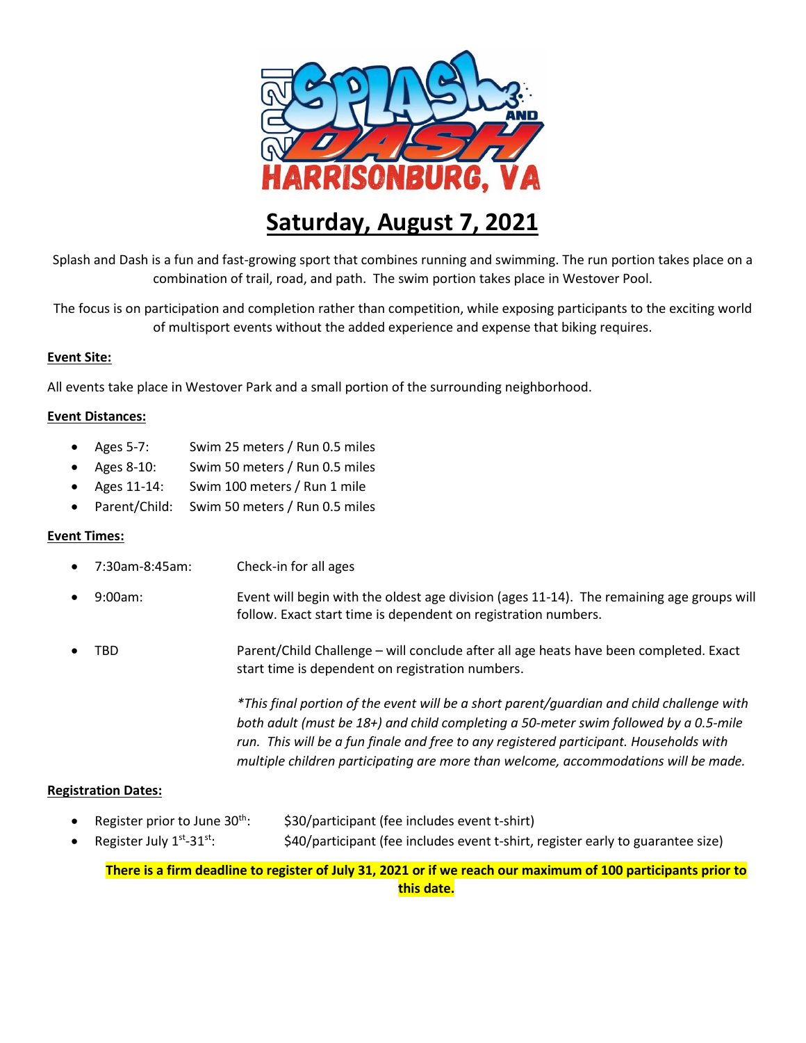2021 SPLASH AND DASH HARRISONBURG, VA

# Saturday, August 7, 2021

Splash and Dash is a fun and fast-growing sport that combines running and swimming. The run portion takes place on a combination of trail, road, and path. The swim portion takes place in Westover Pool.

The focus is on participation and completion rather than competition, while exposing participants to the exciting world of multisport events without the added experience and expense that biking requires.

**Event Site:**

All events take place in Westover Park and a small portion of the surrounding neighborhood.

**Event Distances:**

- Ages 5-7: Swim 25 meters / Run 0.5 miles
- Ages 8-10: Swim 50 meters / Run 0.5 miles
- Ages 11-14: Swim 100 meters / Run 1 mile
- Parent/Child: Swim 50 meters / Run 0.5 miles

**Event Times:**

- 7:30am-8:45am: Check-in for all ages
- 9:00am: Event will begin with the oldest age division (ages 11-14). The remaining age groups will follow. Exact start time is dependent on registration numbers.
- TBD Parent/Child Challenge – will conclude after all age heats have been completed. Exact start time is dependent on registration numbers.

  *\*This final portion of the event will be a short parent/guardian and child challenge with both adult (must be 18+) and child completing a 50-meter swim followed by a 0.5-mile run. This will be a fun finale and free to any registered participant. Households with multiple children participating are more than welcome, accommodations will be made.*

**Registration Dates:**

- Register prior to June 30th: $30/participant (fee includes event t-shirt)
- Register July 1st-31st: $40/participant (fee includes event t-shirt, register early to guarantee size)

**There is a firm deadline to register of July 31, 2021 or if we reach our maximum of 100 participants prior to this date.**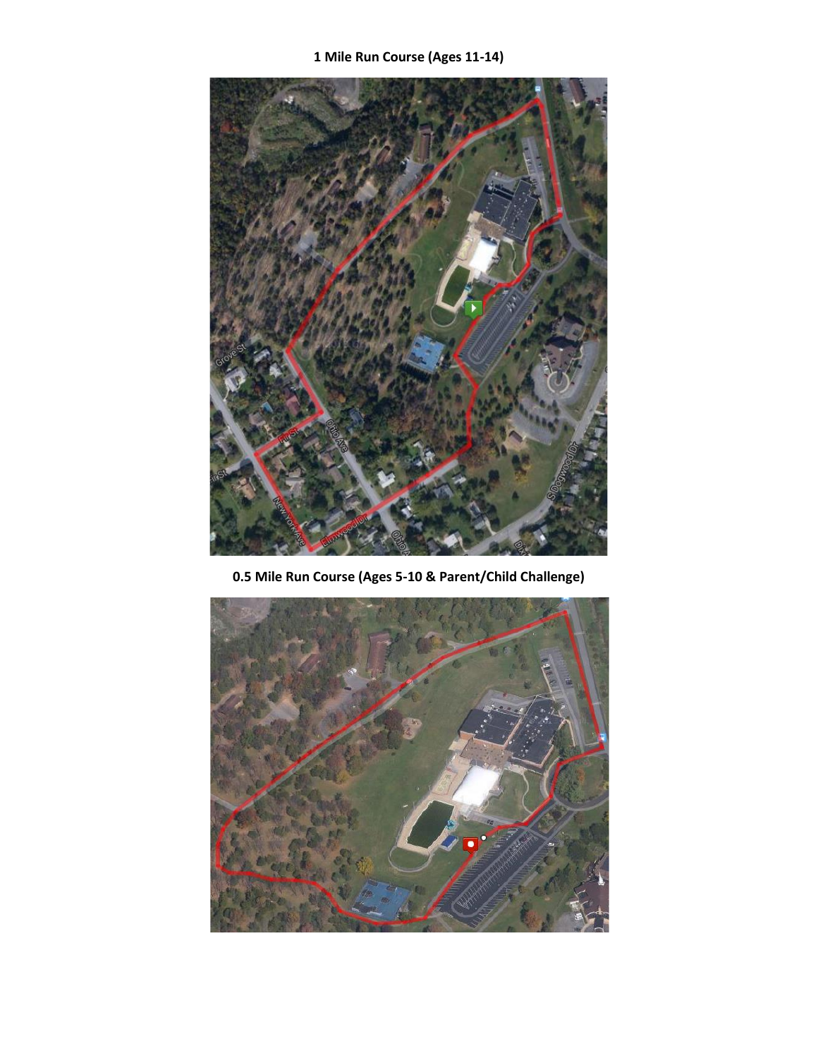**1 Mile Run Course (Ages 11-14)**

**0.5 Mile Run Course (Ages 5-10 & Parent/Child Challenge)**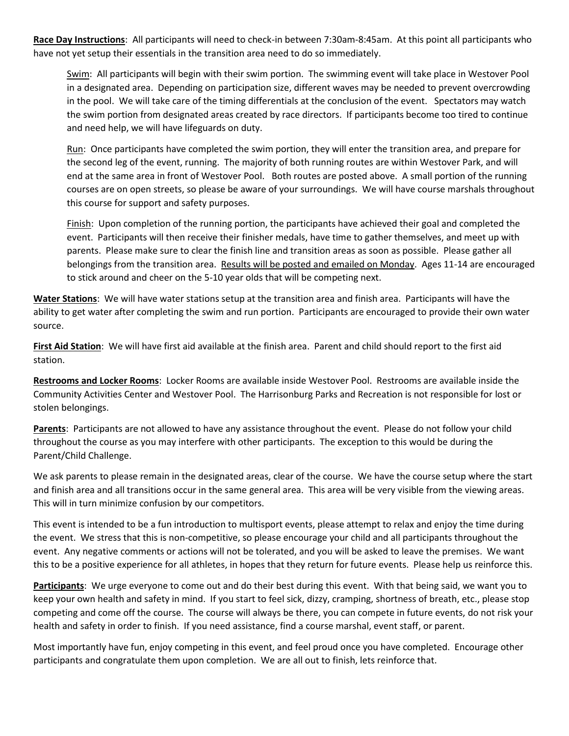**Race Day Instructions**: All participants will need to check-in between 7:30am-8:45am. At this point all participants who have not yet setup their essentials in the transition area need to do so immediately.

> Swim: All participants will begin with their swim portion. The swimming event will take place in Westover Pool in a designated area. Depending on participation size, different waves may be needed to prevent overcrowding in the pool. We will take care of the timing differentials at the conclusion of the event. Spectators may watch the swim portion from designated areas created by race directors. If participants become too tired to continue and need help, we will have lifeguards on duty.
>
> Run: Once participants have completed the swim portion, they will enter the transition area, and prepare for the second leg of the event, running. The majority of both running routes are within Westover Park, and will end at the same area in front of Westover Pool. Both routes are posted above. A small portion of the running courses are on open streets, so please be aware of your surroundings. We will have course marshals throughout this course for support and safety purposes.
>
> Finish: Upon completion of the running portion, the participants have achieved their goal and completed the event. Participants will then receive their finisher medals, have time to gather themselves, and meet up with parents. Please make sure to clear the finish line and transition areas as soon as possible. Please gather all belongings from the transition area. Results will be posted and emailed on Monday. Ages 11-14 are encouraged to stick around and cheer on the 5-10 year olds that will be competing next.

**Water Stations**: We will have water stations setup at the transition area and finish area. Participants will have the ability to get water after completing the swim and run portion. Participants are encouraged to provide their own water source.

**First Aid Station**: We will have first aid available at the finish area. Parent and child should report to the first aid station.

**Restrooms and Locker Rooms**: Locker Rooms are available inside Westover Pool. Restrooms are available inside the Community Activities Center and Westover Pool. The Harrisonburg Parks and Recreation is not responsible for lost or stolen belongings.

**Parents**: Participants are not allowed to have any assistance throughout the event. Please do not follow your child throughout the course as you may interfere with other participants. The exception to this would be during the Parent/Child Challenge.

We ask parents to please remain in the designated areas, clear of the course. We have the course setup where the start and finish area and all transitions occur in the same general area. This area will be very visible from the viewing areas. This will in turn minimize confusion by our competitors.

This event is intended to be a fun introduction to multisport events, please attempt to relax and enjoy the time during the event. We stress that this is non-competitive, so please encourage your child and all participants throughout the event. Any negative comments or actions will not be tolerated, and you will be asked to leave the premises. We want this to be a positive experience for all athletes, in hopes that they return for future events. Please help us reinforce this.

**Participants**: We urge everyone to come out and do their best during this event. With that being said, we want you to keep your own health and safety in mind. If you start to feel sick, dizzy, cramping, shortness of breath, etc., please stop competing and come off the course. The course will always be there, you can compete in future events, do not risk your health and safety in order to finish. If you need assistance, find a course marshal, event staff, or parent.

Most importantly have fun, enjoy competing in this event, and feel proud once you have completed. Encourage other participants and congratulate them upon completion. We are all out to finish, lets reinforce that.